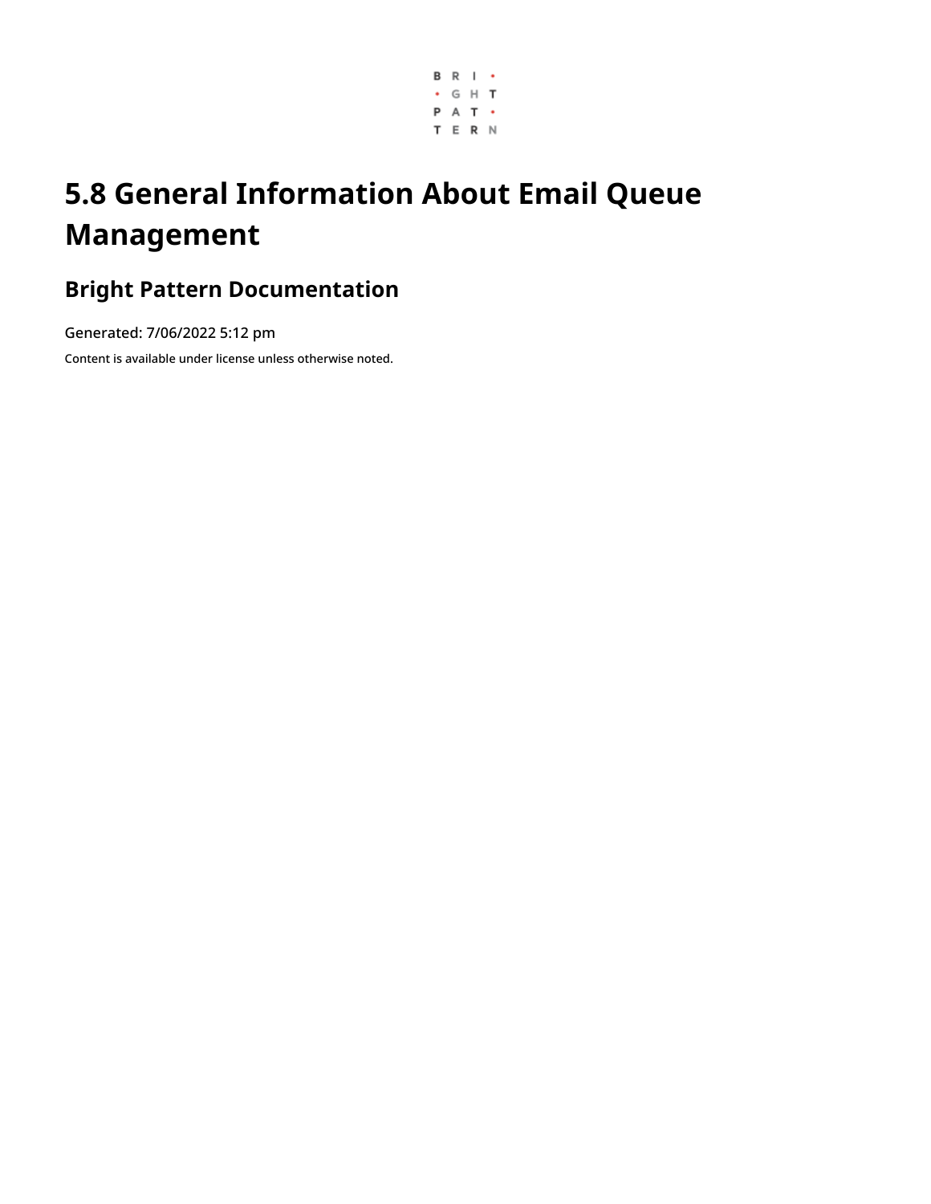# 5.8 General Information About Email Queue Management

## Bright Pattern Documentation

Generated: 7/06/2022 5:12 pm

Content is available under license unless otherwise noted.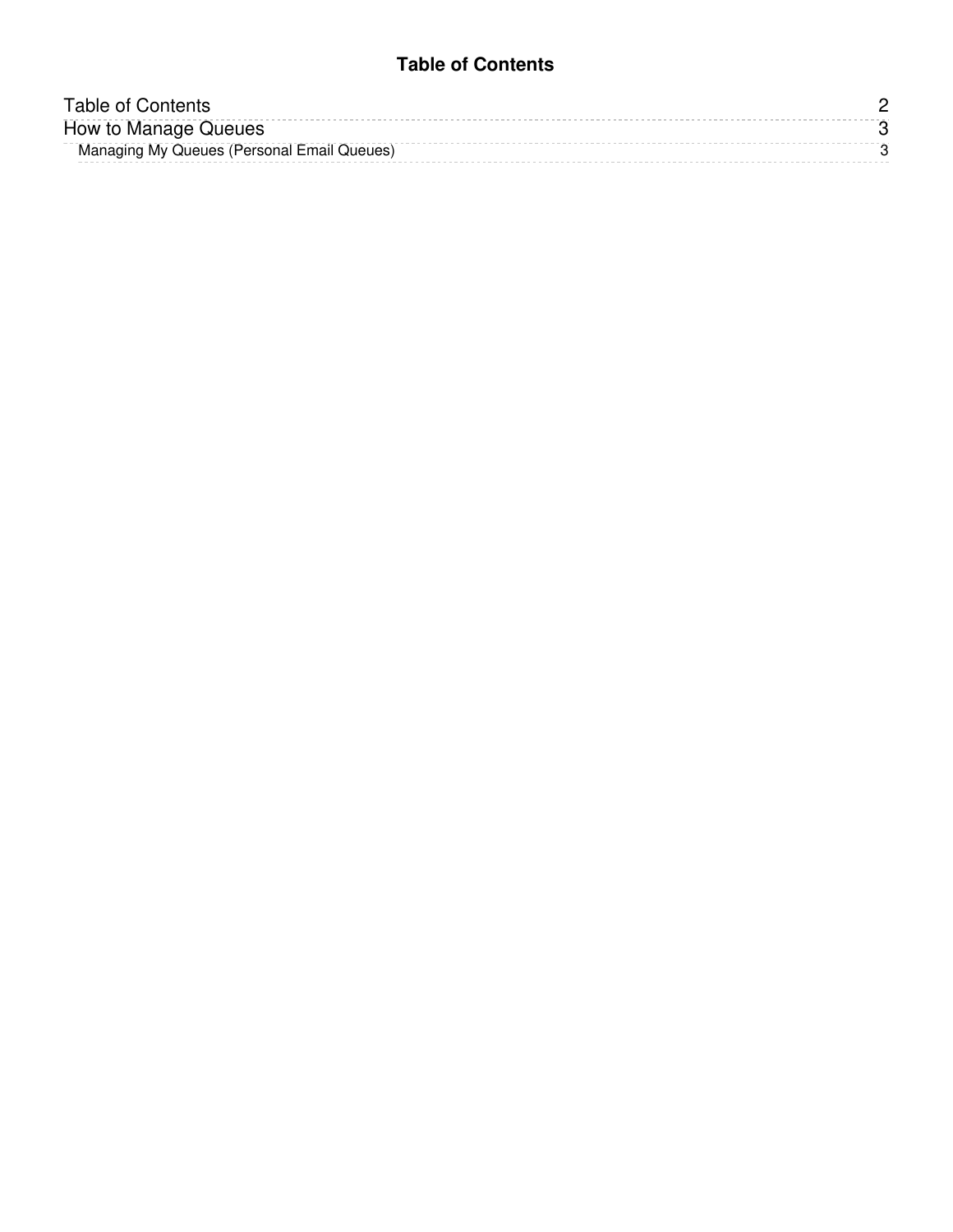# Table of Contents

- Table of Contents 2
- How to Manage Queues 3
  - Managing My Queues (Personal Email Queues) 3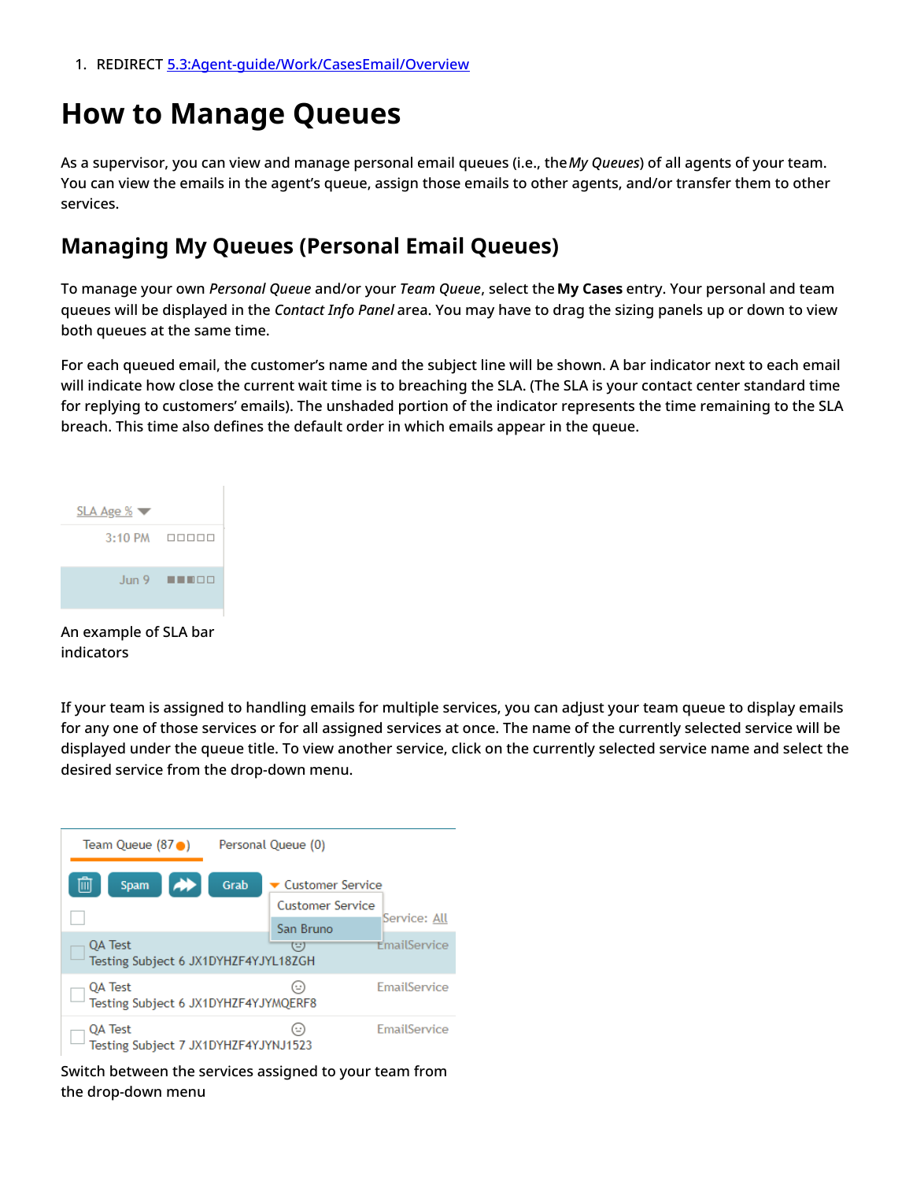1. REDIRECT 5.3:Agent-guide/Work/CasesEmail/Overview

# How to Manage Queues

As a supervisor, you can view and manage personal email queues (i.e., the *My Queues*) of all agents of your team. You can view the emails in the agent's queue, assign those emails to other agents, and/or transfer them to other services.

## Managing My Queues (Personal Email Queues)

To manage your own *Personal Queue* and/or your *Team Queue*, select the **My Cases** entry. Your personal and team queues will be displayed in the *Contact Info Panel* area. You may have to drag the sizing panels up or down to view both queues at the same time.

For each queued email, the customer's name and the subject line will be shown. A bar indicator next to each email will indicate how close the current wait time is to breaching the SLA. (The SLA is your contact center standard time for replying to customers' emails). The unshaded portion of the indicator represents the time remaining to the SLA breach. This time also defines the default order in which emails appear in the queue.

An example of SLA bar indicators

If your team is assigned to handling emails for multiple services, you can adjust your team queue to display emails for any one of those services or for all assigned services at once. The name of the currently selected service will be displayed under the queue title. To view another service, click on the currently selected service name and select the desired service from the drop-down menu.

Switch between the services assigned to your team from the drop-down menu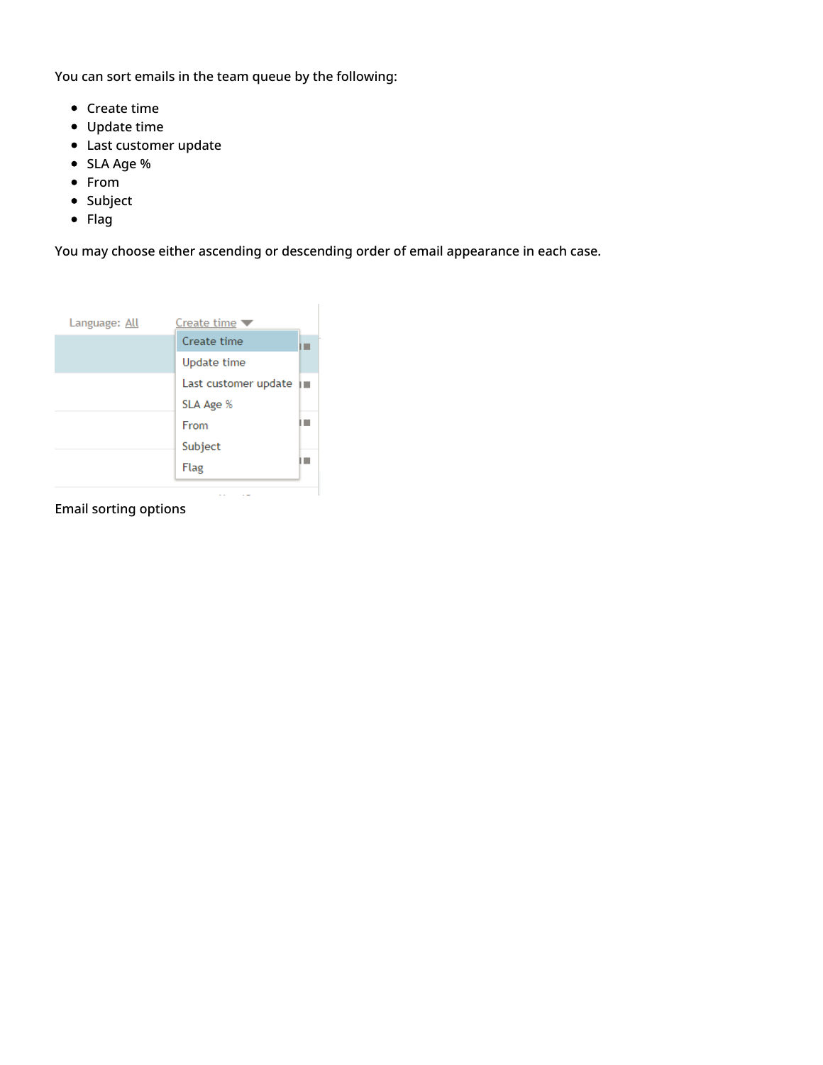You can sort emails in the team queue by the following:

- Create time
- Update time
- Last customer update
- SLA Age %
- From
- Subject
- Flag

You may choose either ascending or descending order of email appearance in each case.

Email sorting options